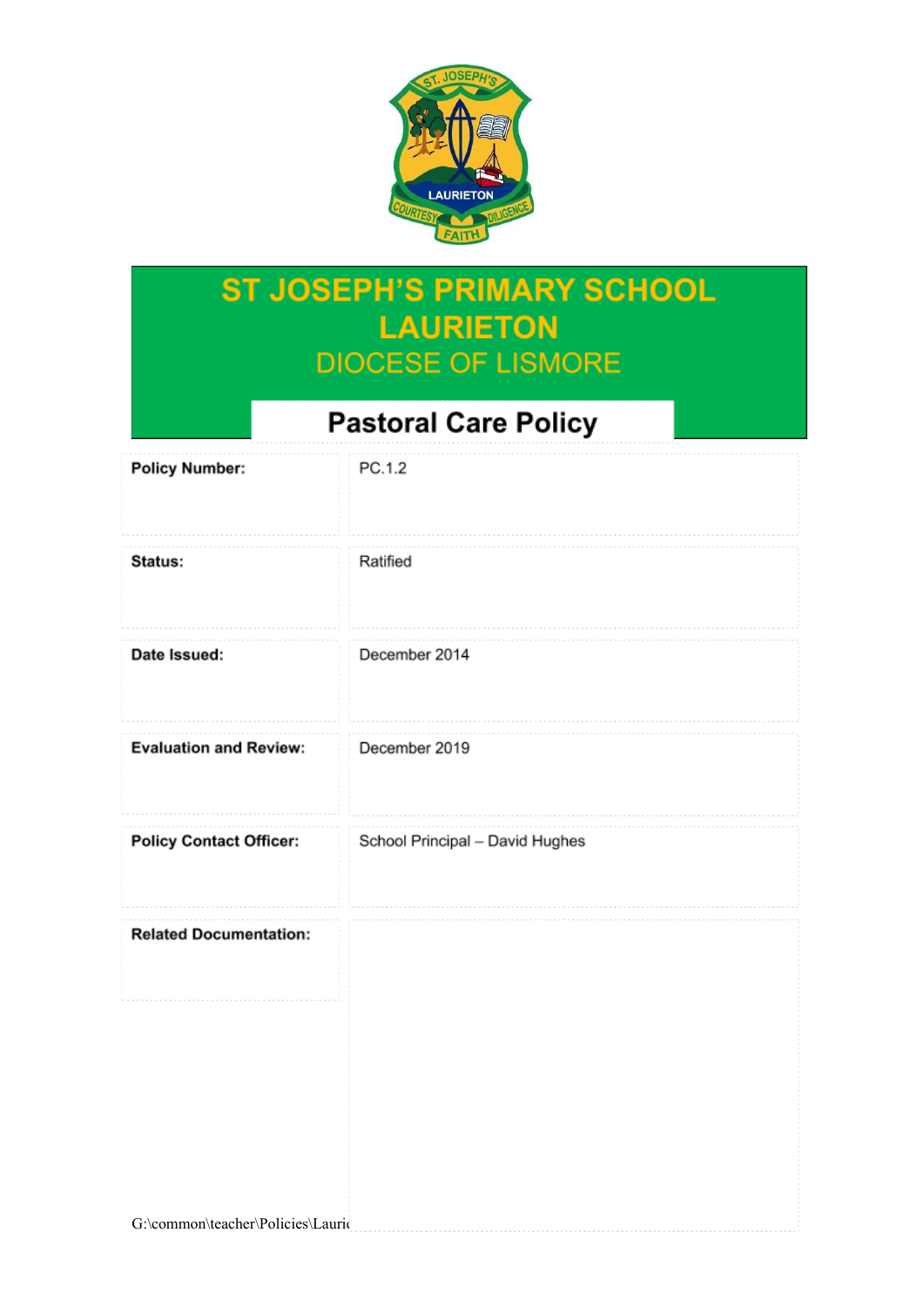# ST JOSEPH'S PRIMARY SCHOOL LAURIETON

## DIOCESE OF LISMORE

## Pastoral Care Policy

| | |
|---|---|
| **Policy Number:** | PC.1.2 |
| **Status:** | Ratified |
| **Date Issued:** | December 2014 |
| **Evaluation and Review:** | December 2019 |
| **Policy Contact Officer:** | School Principal – David Hughes |
| **Related Documentation:** | |

G:\common\teacher\Policies\Lauri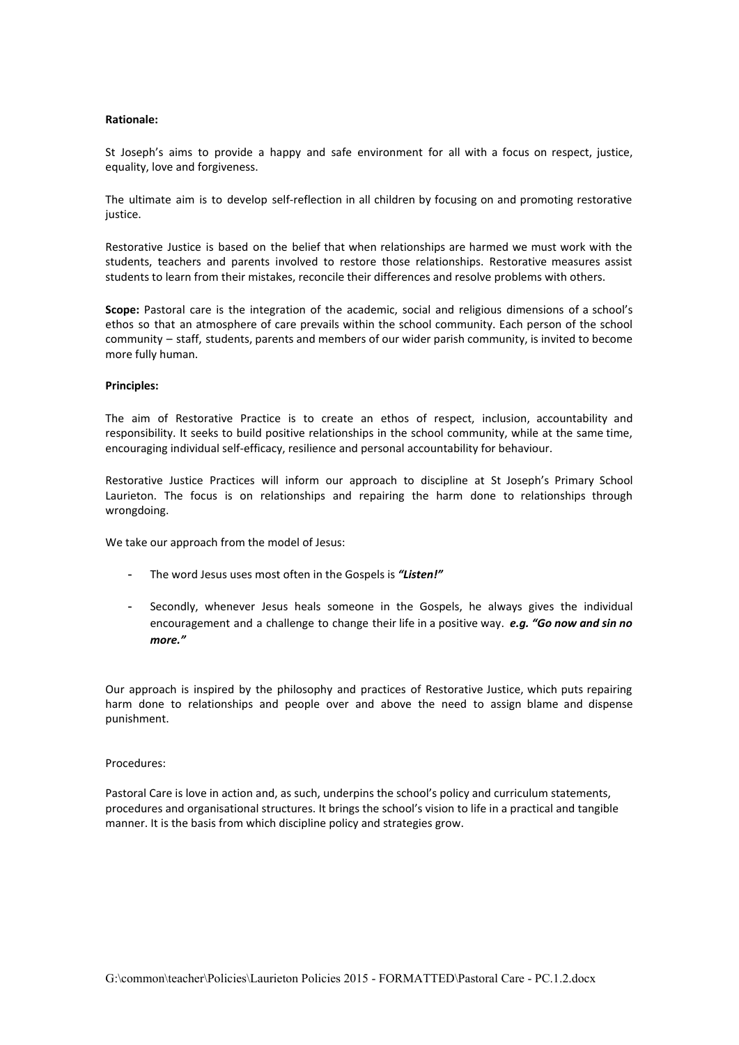**Rationale:**

St Joseph's aims to provide a happy and safe environment for all with a focus on respect, justice, equality, love and forgiveness.

The ultimate aim is to develop self-reflection in all children by focusing on and promoting restorative justice.

Restorative Justice is based on the belief that when relationships are harmed we must work with the students, teachers and parents involved to restore those relationships. Restorative measures assist students to learn from their mistakes, reconcile their differences and resolve problems with others.

**Scope:** Pastoral care is the integration of the academic, social and religious dimensions of a school's ethos so that an atmosphere of care prevails within the school community. Each person of the school community – staff, students, parents and members of our wider parish community, is invited to become more fully human.

**Principles:**

The aim of Restorative Practice is to create an ethos of respect, inclusion, accountability and responsibility. It seeks to build positive relationships in the school community, while at the same time, encouraging individual self-efficacy, resilience and personal accountability for behaviour.

Restorative Justice Practices will inform our approach to discipline at St Joseph's Primary School Laurieton. The focus is on relationships and repairing the harm done to relationships through wrongdoing.

We take our approach from the model of Jesus:

- The word Jesus uses most often in the Gospels is ***"Listen!"***
- Secondly, whenever Jesus heals someone in the Gospels, he always gives the individual encouragement and a challenge to change their life in a positive way. ***e.g. "Go now and sin no more."***

Our approach is inspired by the philosophy and practices of Restorative Justice, which puts repairing harm done to relationships and people over and above the need to assign blame and dispense punishment.

Procedures:

Pastoral Care is love in action and, as such, underpins the school's policy and curriculum statements, procedures and organisational structures. It brings the school's vision to life in a practical and tangible manner. It is the basis from which discipline policy and strategies grow.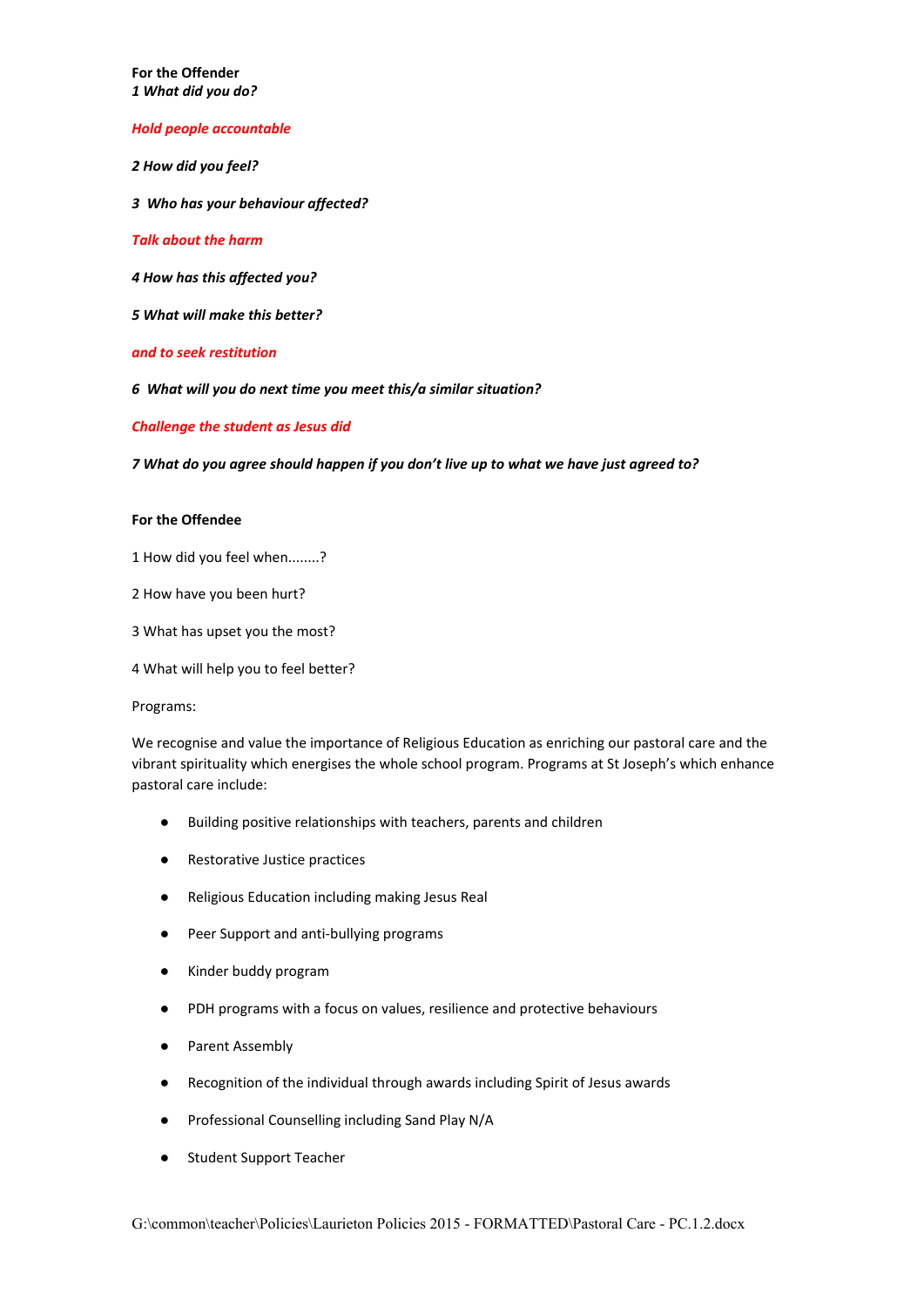**For the Offender**
***1 What did you do?***

***Hold people accountable***

***2 How did you feel?***

***3 Who has your behaviour affected?***

***Talk about the harm***

***4 How has this affected you?***

***5 What will make this better?***

***and to seek restitution***

***6 What will you do next time you meet this/a similar situation?***

***Challenge the student as Jesus did***

***7 What do you agree should happen if you don't live up to what we have just agreed to?***

**For the Offendee**

1 How did you feel when........?

2 How have you been hurt?

3 What has upset you the most?

4 What will help you to feel better?

Programs:

We recognise and value the importance of Religious Education as enriching our pastoral care and the vibrant spirituality which energises the whole school program. Programs at St Joseph's which enhance pastoral care include:

- Building positive relationships with teachers, parents and children
- Restorative Justice practices
- Religious Education including making Jesus Real
- Peer Support and anti-bullying programs
- Kinder buddy program
- PDH programs with a focus on values, resilience and protective behaviours
- Parent Assembly
- Recognition of the individual through awards including Spirit of Jesus awards
- Professional Counselling including Sand Play N/A
- Student Support Teacher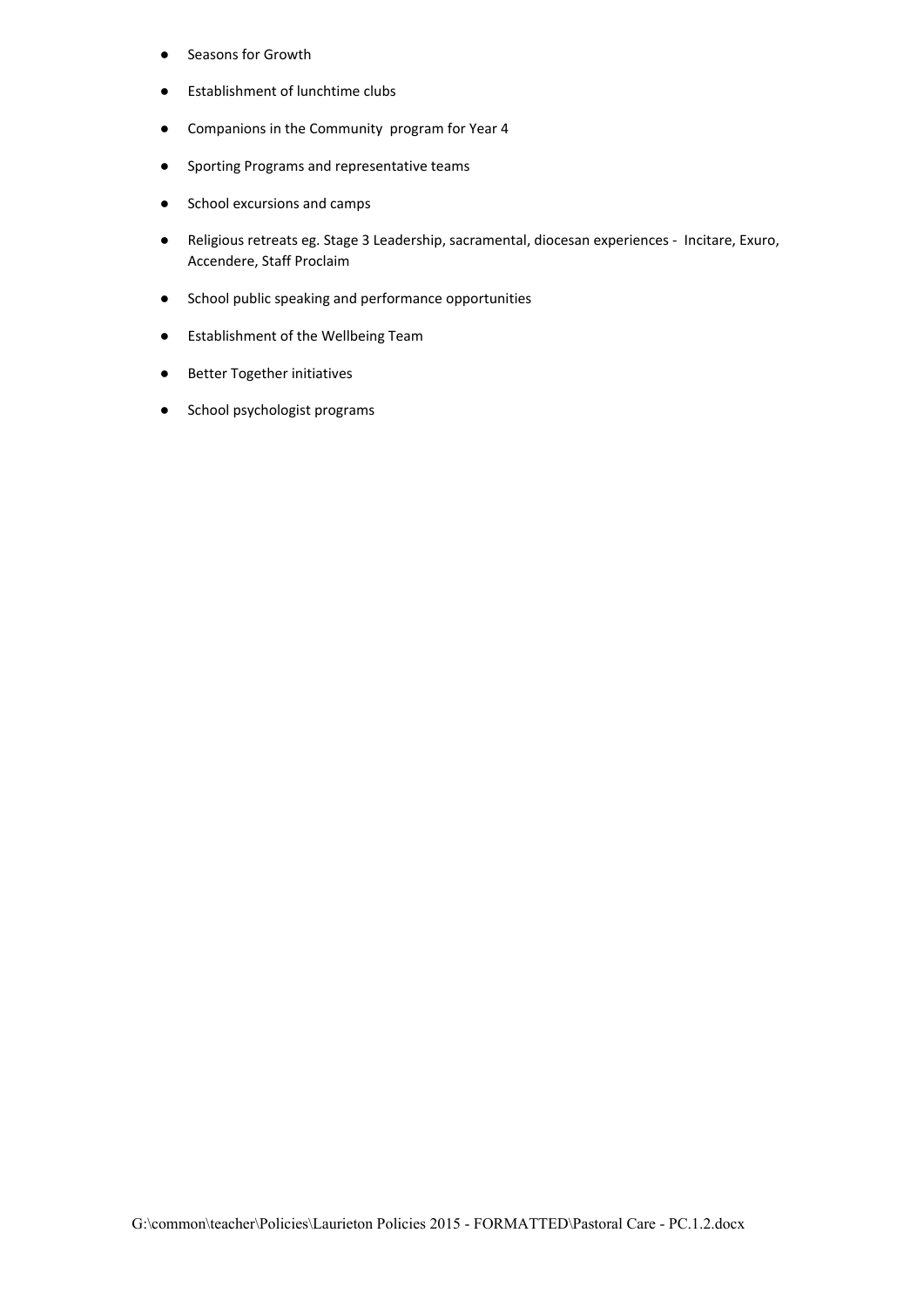- Seasons for Growth
- Establishment of lunchtime clubs
- Companions in the Community program for Year 4
- Sporting Programs and representative teams
- School excursions and camps
- Religious retreats eg. Stage 3 Leadership, sacramental, diocesan experiences - Incitare, Exuro, Accendere, Staff Proclaim
- School public speaking and performance opportunities
- Establishment of the Wellbeing Team
- Better Together initiatives
- School psychologist programs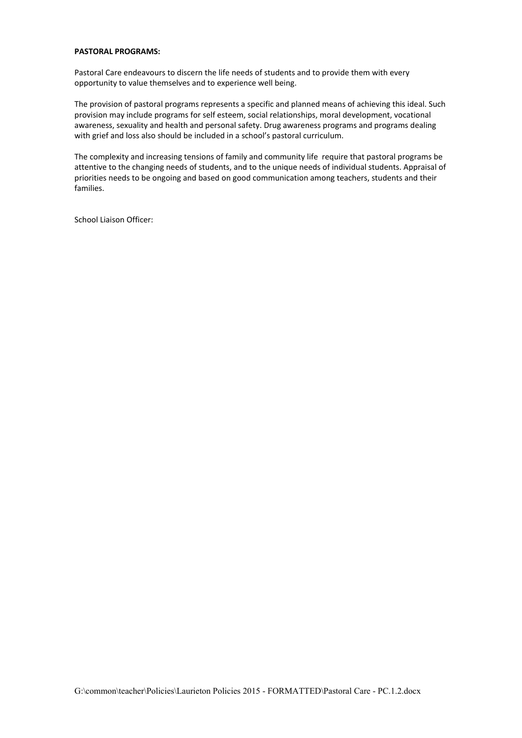**PASTORAL PROGRAMS:**

Pastoral Care endeavours to discern the life needs of students and to provide them with every opportunity to value themselves and to experience well being.

The provision of pastoral programs represents a specific and planned means of achieving this ideal. Such provision may include programs for self esteem, social relationships, moral development, vocational awareness, sexuality and health and personal safety. Drug awareness programs and programs dealing with grief and loss also should be included in a school's pastoral curriculum.

The complexity and increasing tensions of family and community life require that pastoral programs be attentive to the changing needs of students, and to the unique needs of individual students. Appraisal of priorities needs to be ongoing and based on good communication among teachers, students and their families.

School Liaison Officer: